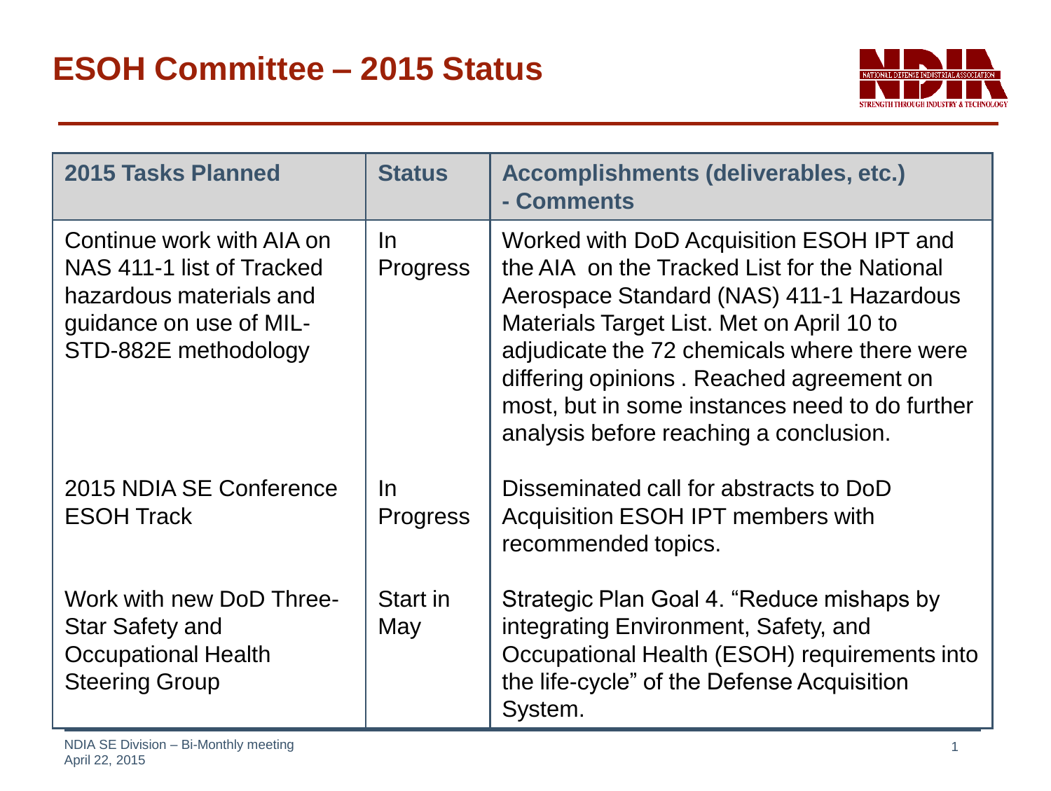# ESOH Committee – 2015 Status

| 2015 Tasks Planned | Status | Accomplishments (deliverables, etc.) - Comments |
|---|---|---|
| Continue work with AIA on NAS 411-1 list of Tracked hazardous materials and guidance on use of MIL-STD-882E methodology | In Progress | Worked with DoD Acquisition ESOH IPT and the AIA on the Tracked List for the National Aerospace Standard (NAS) 411-1 Hazardous Materials Target List. Met on April 10 to adjudicate the 72 chemicals where there were differing opinions . Reached agreement on most, but in some instances need to do further analysis before reaching a conclusion. |
| 2015 NDIA SE Conference ESOH Track | In Progress | Disseminated call for abstracts to DoD Acquisition ESOH IPT members with recommended topics. |
| Work with new DoD Three-Star Safety and Occupational Health Steering Group | Start in May | Strategic Plan Goal 4. "Reduce mishaps by integrating Environment, Safety, and Occupational Health (ESOH) requirements into the life-cycle" of the Defense Acquisition System. |

NDIA SE Division – Bi-Monthly meeting
April 22, 2015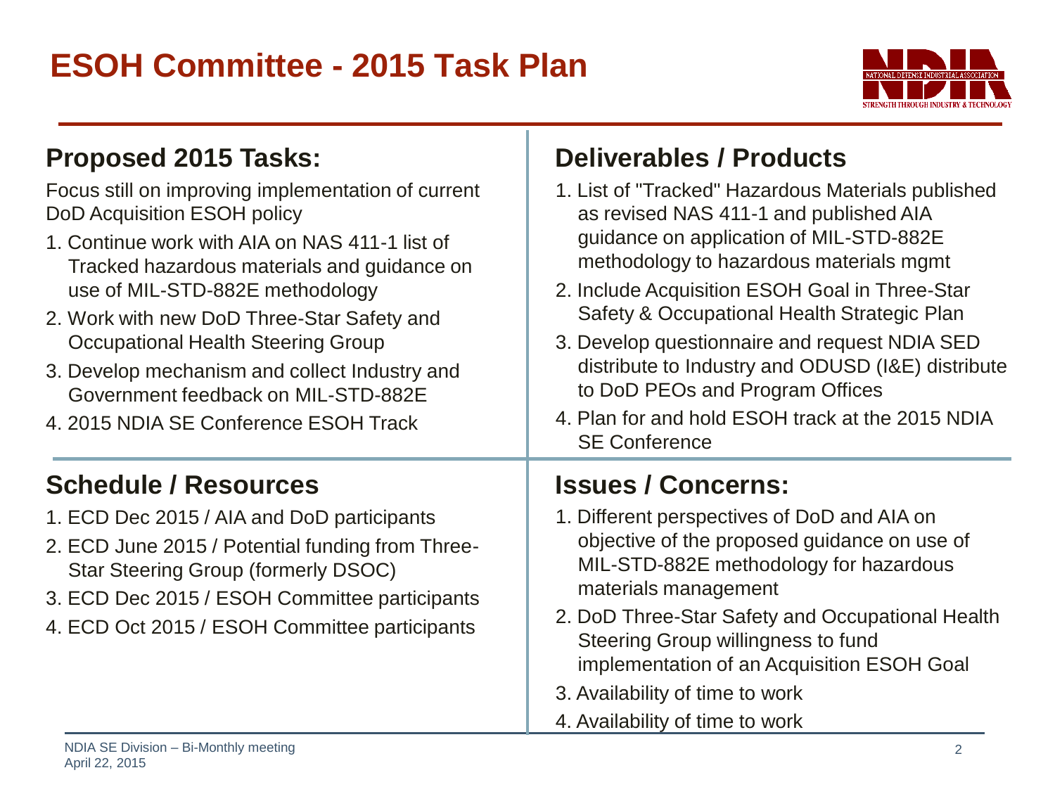# ESOH Committee - 2015 Task Plan

## Proposed 2015 Tasks:

Focus still on improving implementation of current DoD Acquisition ESOH policy

1. Continue work with AIA on NAS 411-1 list of Tracked hazardous materials and guidance on use of MIL-STD-882E methodology
2. Work with new DoD Three-Star Safety and Occupational Health Steering Group
3. Develop mechanism and collect Industry and Government feedback on MIL-STD-882E
4. 2015 NDIA SE Conference ESOH Track

## Deliverables / Products

1. List of "Tracked" Hazardous Materials published as revised NAS 411-1 and published AIA guidance on application of MIL-STD-882E methodology to hazardous materials mgmt
2. Include Acquisition ESOH Goal in Three-Star Safety & Occupational Health Strategic Plan
3. Develop questionnaire and request NDIA SED distribute to Industry and ODUSD (I&E) distribute to DoD PEOs and Program Offices
4. Plan for and hold ESOH track at the 2015 NDIA SE Conference

## Schedule / Resources

1. ECD Dec 2015 / AIA and DoD participants
2. ECD June 2015 / Potential funding from Three-Star Steering Group (formerly DSOC)
3. ECD Dec 2015 / ESOH Committee participants
4. ECD Oct 2015 / ESOH Committee participants

## Issues / Concerns:

1. Different perspectives of DoD and AIA on objective of the proposed guidance on use of MIL-STD-882E methodology for hazardous materials management
2. DoD Three-Star Safety and Occupational Health Steering Group willingness to fund implementation of an Acquisition ESOH Goal
3. Availability of time to work
4. Availability of time to work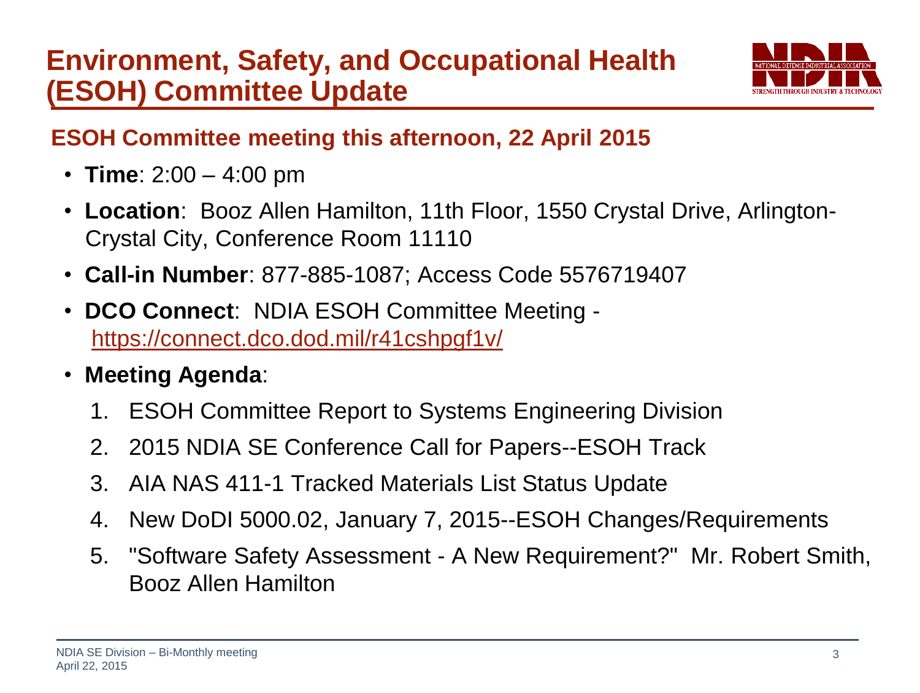# Environment, Safety, and Occupational Health (ESOH) Committee Update

## ESOH Committee meeting this afternoon, 22 April 2015

- **Time**: 2:00 – 4:00 pm
- **Location**: Booz Allen Hamilton, 11th Floor, 1550 Crystal Drive, Arlington-Crystal City, Conference Room 11110
- **Call-in Number**: 877-885-1087; Access Code 5576719407
- **DCO Connect**: NDIA ESOH Committee Meeting - https://connect.dco.dod.mil/r41cshpgf1v/
- **Meeting Agenda**:
  1. ESOH Committee Report to Systems Engineering Division
  2. 2015 NDIA SE Conference Call for Papers--ESOH Track
  3. AIA NAS 411-1 Tracked Materials List Status Update
  4. New DoDI 5000.02, January 7, 2015--ESOH Changes/Requirements
  5. "Software Safety Assessment - A New Requirement?" Mr. Robert Smith, Booz Allen Hamilton